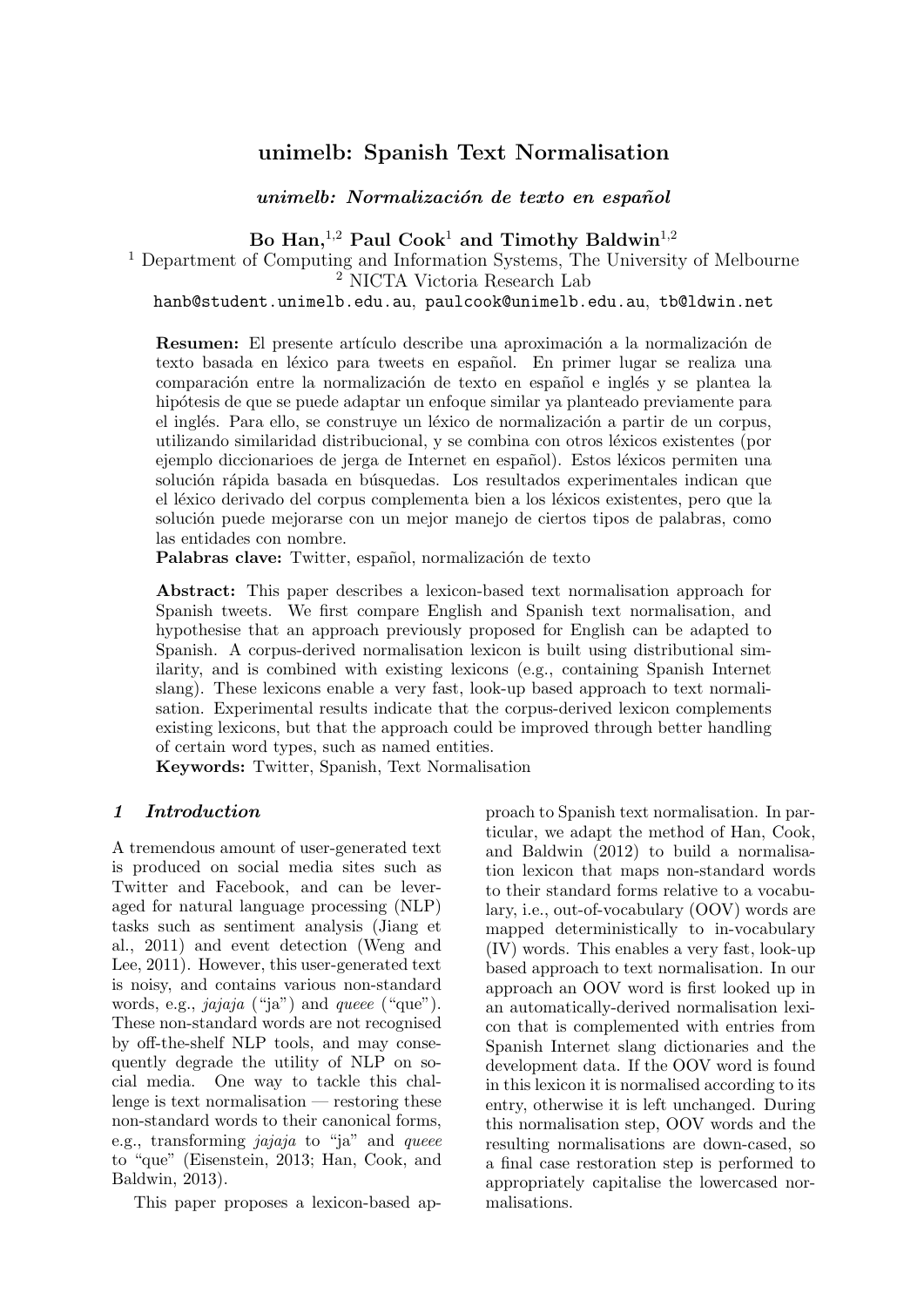# unimelb: Spanish Text Normalisation

### *unimelb: Normalización de texto en español*

**Bo Han,[1,2] Paul Cook[1] and Timothy Baldwin[1,2]**

[1] Department of Computing and Information Systems, The University of Melbourne
[2] NICTA Victoria Research Lab

hanb@student.unimelb.edu.au, paulcook@unimelb.edu.au, tb@ldwin.net

**Resumen:** El presente artículo describe una aproximación a la normalización de texto basada en léxico para tweets en español. En primer lugar se realiza una comparación entre la normalización de texto en español e inglés y se plantea la hipótesis de que se puede adaptar un enfoque similar ya planteado previamente para el inglés. Para ello, se construye un léxico de normalización a partir de un corpus, utilizando similaridad distribucional, y se combina con otros léxicos existentes (por ejemplo diccionarioes de jerga de Internet en español). Estos léxicos permiten una solución rápida basada en búsquedas. Los resultados experimentales indican que el léxico derivado del corpus complementa bien a los léxicos existentes, pero que la solución puede mejorarse con un mejor manejo de ciertos tipos de palabras, como las entidades con nombre.

**Palabras clave:** Twitter, español, normalización de texto

**Abstract:** This paper describes a lexicon-based text normalisation approach for Spanish tweets. We first compare English and Spanish text normalisation, and hypothesise that an approach previously proposed for English can be adapted to Spanish. A corpus-derived normalisation lexicon is built using distributional similarity, and is combined with existing lexicons (e.g., containing Spanish Internet slang). These lexicons enable a very fast, look-up based approach to text normalisation. Experimental results indicate that the corpus-derived lexicon complements existing lexicons, but that the approach could be improved through better handling of certain word types, such as named entities.

**Keywords:** Twitter, Spanish, Text Normalisation

## 1 Introduction

A tremendous amount of user-generated text is produced on social media sites such as Twitter and Facebook, and can be leveraged for natural language processing (NLP) tasks such as sentiment analysis (Jiang et al., 2011) and event detection (Weng and Lee, 2011). However, this user-generated text is noisy, and contains various non-standard words, e.g., *jajaja* ("ja") and *queee* ("que"). These non-standard words are not recognised by off-the-shelf NLP tools, and may consequently degrade the utility of NLP on social media. One way to tackle this challenge is text normalisation — restoring these non-standard words to their canonical forms, e.g., transforming *jajaja* to "ja" and *queee* to "que" (Eisenstein, 2013; Han, Cook, and Baldwin, 2013).

This paper proposes a lexicon-based approach to Spanish text normalisation. In particular, we adapt the method of Han, Cook, and Baldwin (2012) to build a normalisation lexicon that maps non-standard words to their standard forms relative to a vocabulary, i.e., out-of-vocabulary (OOV) words are mapped deterministically to in-vocabulary (IV) words. This enables a very fast, look-up based approach to text normalisation. In our approach an OOV word is first looked up in an automatically-derived normalisation lexicon that is complemented with entries from Spanish Internet slang dictionaries and the development data. If the OOV word is found in this lexicon it is normalised according to its entry, otherwise it is left unchanged. During this normalisation step, OOV words and the resulting normalisations are down-cased, so a final case restoration step is performed to appropriately capitalise the lowercased normalisations.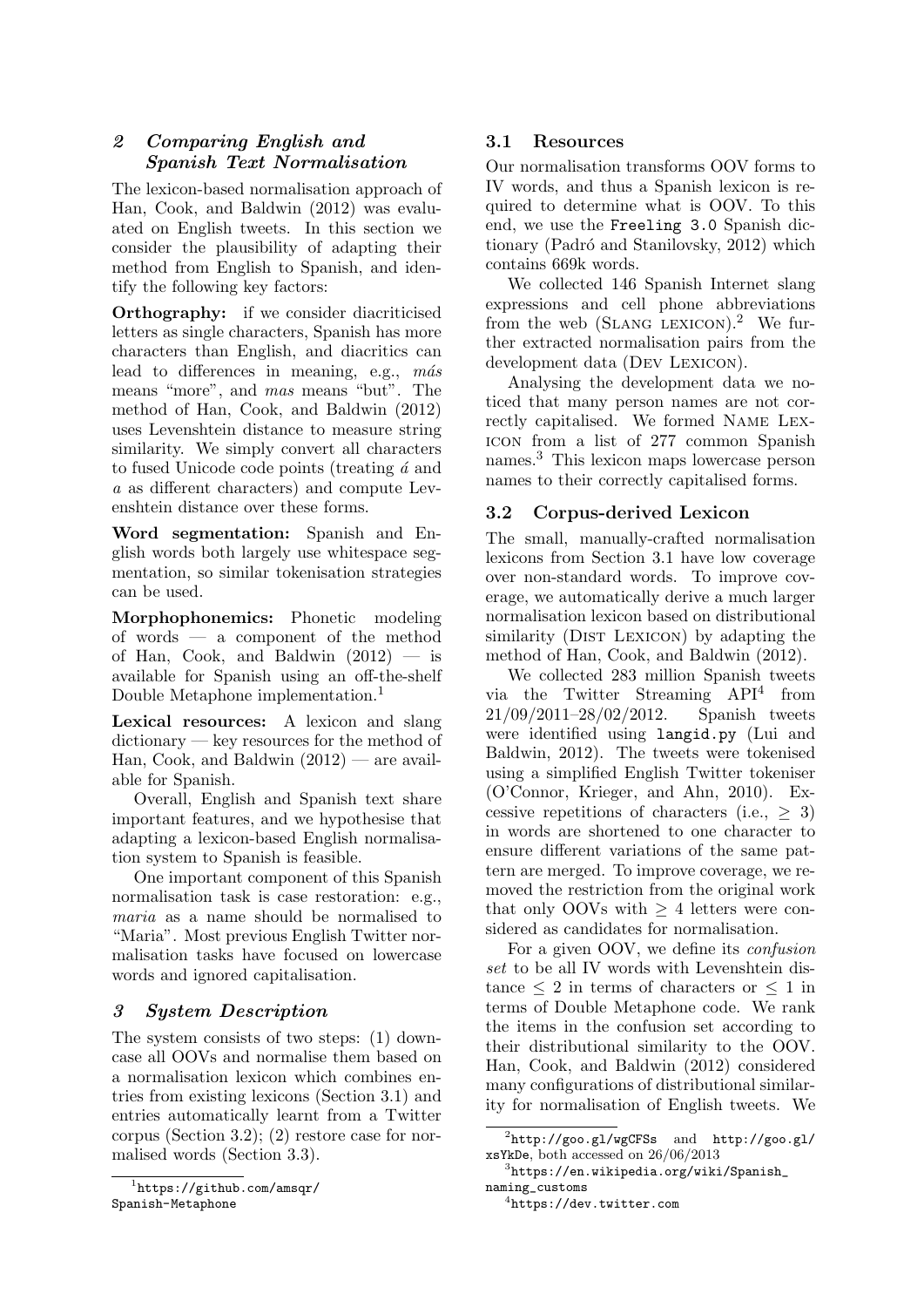## 2 Comparing English and Spanish Text Normalisation

The lexicon-based normalisation approach of Han, Cook, and Baldwin (2012) was evaluated on English tweets. In this section we consider the plausibility of adapting their method from English to Spanish, and identify the following key factors:

**Orthography:** if we consider diacriticised letters as single characters, Spanish has more characters than English, and diacritics can lead to differences in meaning, e.g., *más* means "more", and *mas* means "but". The method of Han, Cook, and Baldwin (2012) uses Levenshtein distance to measure string similarity. We simply convert all characters to fused Unicode code points (treating *á* and *a* as different characters) and compute Levenshtein distance over these forms.

**Word segmentation:** Spanish and English words both largely use whitespace segmentation, so similar tokenisation strategies can be used.

**Morphophonemics:** Phonetic modeling of words — a component of the method of Han, Cook, and Baldwin (2012) — is available for Spanish using an off-the-shelf Double Metaphone implementation.[1]

**Lexical resources:** A lexicon and slang dictionary — key resources for the method of Han, Cook, and Baldwin (2012) — are available for Spanish.

Overall, English and Spanish text share important features, and we hypothesise that adapting a lexicon-based English normalisation system to Spanish is feasible.

One important component of this Spanish normalisation task is case restoration: e.g., *maria* as a name should be normalised to "Maria". Most previous English Twitter normalisation tasks have focused on lowercase words and ignored capitalisation.

## 3 System Description

The system consists of two steps: (1) downcase all OOVs and normalise them based on a normalisation lexicon which combines entries from existing lexicons (Section 3.1) and entries automatically learnt from a Twitter corpus (Section 3.2); (2) restore case for normalised words (Section 3.3).

### 3.1 Resources

Our normalisation transforms OOV forms to IV words, and thus a Spanish lexicon is required to determine what is OOV. To this end, we use the `Freeling 3.0` Spanish dictionary (Padró and Stanilovsky, 2012) which contains 669k words.

We collected 146 Spanish Internet slang expressions and cell phone abbreviations from the web (Slang lexicon).[2] We further extracted normalisation pairs from the development data (Dev Lexicon).

Analysing the development data we noticed that many person names are not correctly capitalised. We formed Name Lexicon from a list of 277 common Spanish names.[3] This lexicon maps lowercase person names to their correctly capitalised forms.

### 3.2 Corpus-derived Lexicon

The small, manually-crafted normalisation lexicons from Section 3.1 have low coverage over non-standard words. To improve coverage, we automatically derive a much larger normalisation lexicon based on distributional similarity (Dist Lexicon) by adapting the method of Han, Cook, and Baldwin (2012).

We collected 283 million Spanish tweets via the Twitter Streaming API[4] from 21/09/2011–28/02/2012. Spanish tweets were identified using `langid.py` (Lui and Baldwin, 2012). The tweets were tokenised using a simplified English Twitter tokeniser (O'Connor, Krieger, and Ahn, 2010). Excessive repetitions of characters (i.e., $\geq 3$) in words are shortened to one character to ensure different variations of the same pattern are merged. To improve coverage, we removed the restriction from the original work that only OOVs with $\geq 4$ letters were considered as candidates for normalisation.

For a given OOV, we define its *confusion set* to be all IV words with Levenshtein distance $\leq 2$ in terms of characters or $\leq 1$ in terms of Double Metaphone code. We rank the items in the confusion set according to their distributional similarity to the OOV. Han, Cook, and Baldwin (2012) considered many configurations of distributional similarity for normalisation of English tweets. We

---

[1] https://github.com/amsqr/Spanish-Metaphone

[2] http://goo.gl/wgCFSs and http://goo.gl/xsYkDe, both accessed on 26/06/2013

[3] https://en.wikipedia.org/wiki/Spanish_naming_customs

[4] https://dev.twitter.com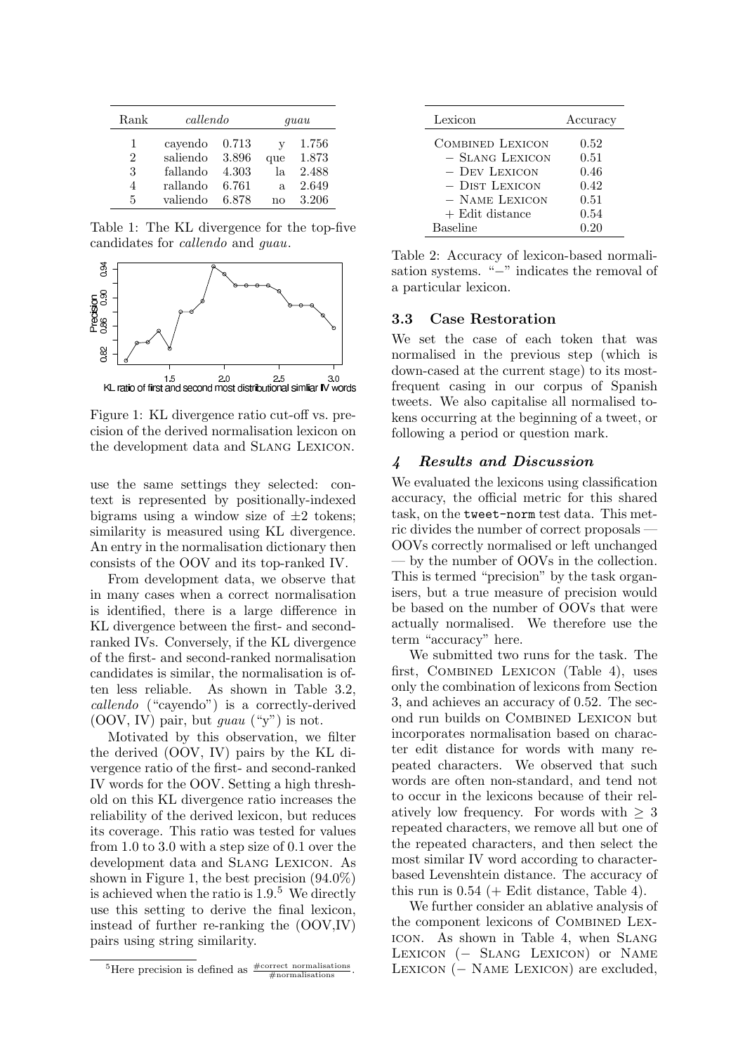| Rank | *callendo* | | *guau* | |
|---|---|---|---|---|
| 1 | cayendo | 0.713 | y | 1.756 |
| 2 | saliendo | 3.896 | que | 1.873 |
| 3 | fallando | 4.303 | la | 2.488 |
| 4 | rallando | 6.761 | a | 2.649 |
| 5 | valiendo | 6.878 | no | 3.206 |

Table 1: The KL divergence for the top-five candidates for *callendo* and *guau*.

Figure 1: KL divergence ratio cut-off vs. precision of the derived normalisation lexicon on the development data and SLANG LEXICON.

use the same settings they selected: context is represented by positionally-indexed bigrams using a window size of $\pm 2$ tokens; similarity is measured using KL divergence. An entry in the normalisation dictionary then consists of the OOV and its top-ranked IV.

From development data, we observe that in many cases when a correct normalisation is identified, there is a large difference in KL divergence between the first- and second-ranked IVs. Conversely, if the KL divergence of the first- and second-ranked normalisation candidates is similar, the normalisation is often less reliable. As shown in Table 3.2, *callendo* ("cayendo") is a correctly-derived (OOV, IV) pair, but *guau* ("y") is not.

Motivated by this observation, we filter the derived (OOV, IV) pairs by the KL divergence ratio of the first- and second-ranked IV words for the OOV. Setting a high threshold on this KL divergence ratio increases the reliability of the derived lexicon, but reduces its coverage. This ratio was tested for values from 1.0 to 3.0 with a step size of 0.1 over the development data and SLANG LEXICON. As shown in Figure 1, the best precision (94.0%) is achieved when the ratio is 1.9.[5] We directly use this setting to derive the final lexicon, instead of further re-ranking the (OOV,IV) pairs using string similarity.

[5]Here precision is defined as $\frac{\#\text{correct normalisations}}{\#\text{normalisations}}$.

| Lexicon | Accuracy |
|---|---|
| COMBINED LEXICON | 0.52 |
| − SLANG LEXICON | 0.51 |
| − DEV LEXICON | 0.46 |
| − DIST LEXICON | 0.42 |
| − NAME LEXICON | 0.51 |
| + Edit distance | 0.54 |
| Baseline | 0.20 |

Table 2: Accuracy of lexicon-based normalisation systems. "−" indicates the removal of a particular lexicon.

### 3.3 Case Restoration

We set the case of each token that was normalised in the previous step (which is down-cased at the current stage) to its most-frequent casing in our corpus of Spanish tweets. We also capitalise all normalised tokens occurring at the beginning of a tweet, or following a period or question mark.

## 4 Results and Discussion

We evaluated the lexicons using classification accuracy, the official metric for this shared task, on the `tweet-norm` test data. This metric divides the number of correct proposals — OOVs correctly normalised or left unchanged — by the number of OOVs in the collection. This is termed "precision" by the task organisers, but a true measure of precision would be based on the number of OOVs that were actually normalised. We therefore use the term "accuracy" here.

We submitted two runs for the task. The first, COMBINED LEXICON (Table 4), uses only the combination of lexicons from Section 3, and achieves an accuracy of 0.52. The second run builds on COMBINED LEXICON but incorporates normalisation based on character edit distance for words with many repeated characters. We observed that such words are often non-standard, and tend not to occur in the lexicons because of their relatively low frequency. For words with $\geq 3$ repeated characters, we remove all but one of the repeated characters, and then select the most similar IV word according to character-based Levenshtein distance. The accuracy of this run is 0.54 (+ Edit distance, Table 4).

We further consider an ablative analysis of the component lexicons of COMBINED LEXICON. As shown in Table 4, when SLANG LEXICON (− SLANG LEXICON) or NAME LEXICON (− NAME LEXICON) are excluded,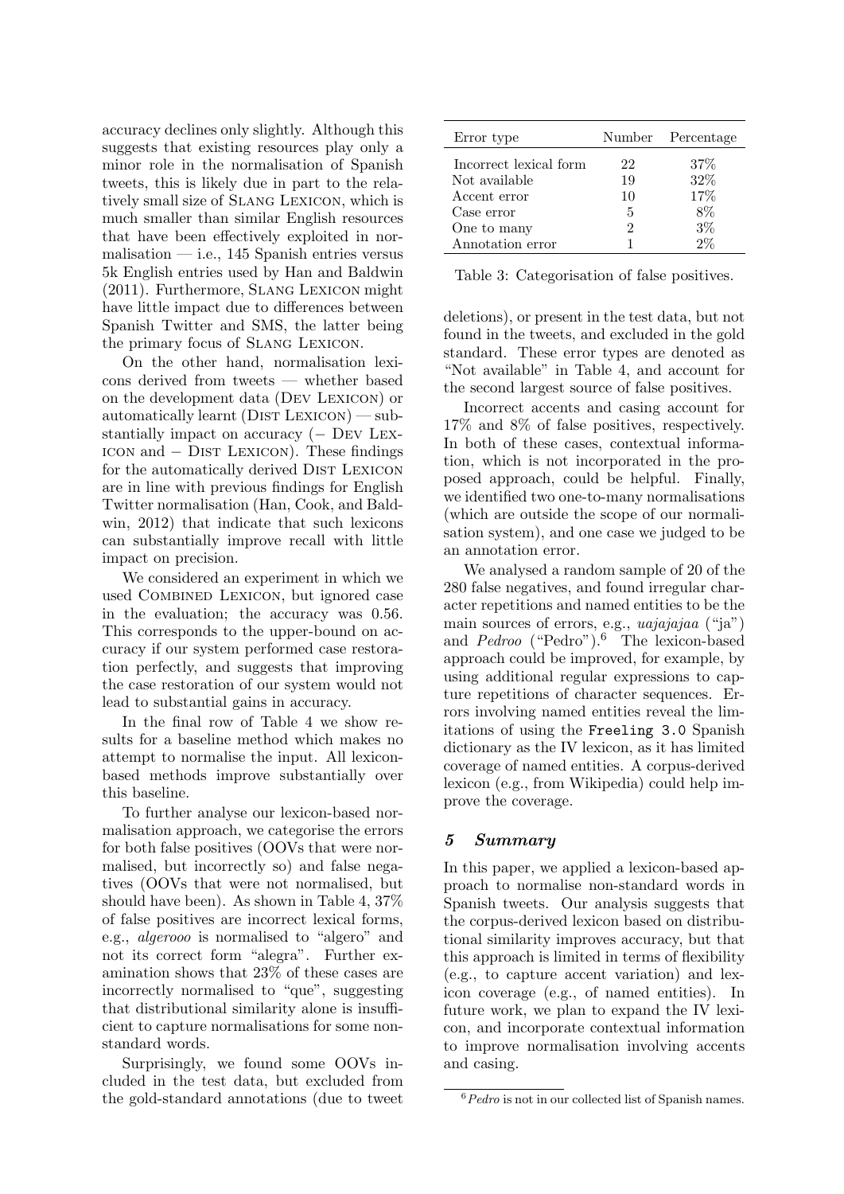accuracy declines only slightly. Although this suggests that existing resources play only a minor role in the normalisation of Spanish tweets, this is likely due in part to the relatively small size of Slang Lexicon, which is much smaller than similar English resources that have been effectively exploited in normalisation — i.e., 145 Spanish entries versus 5k English entries used by Han and Baldwin (2011). Furthermore, Slang Lexicon might have little impact due to differences between Spanish Twitter and SMS, the latter being the primary focus of Slang Lexicon.

On the other hand, normalisation lexicons derived from tweets — whether based on the development data (Dev Lexicon) or automatically learnt (Dist Lexicon) — substantially impact on accuracy (− Dev Lexicon and − Dist Lexicon). These findings for the automatically derived Dist Lexicon are in line with previous findings for English Twitter normalisation (Han, Cook, and Baldwin, 2012) that indicate that such lexicons can substantially improve recall with little impact on precision.

We considered an experiment in which we used Combined Lexicon, but ignored case in the evaluation; the accuracy was 0.56. This corresponds to the upper-bound on accuracy if our system performed case restoration perfectly, and suggests that improving the case restoration of our system would not lead to substantial gains in accuracy.

In the final row of Table 4 we show results for a baseline method which makes no attempt to normalise the input. All lexicon-based methods improve substantially over this baseline.

To further analyse our lexicon-based normalisation approach, we categorise the errors for both false positives (OOVs that were normalised, but incorrectly so) and false negatives (OOVs that were not normalised, but should have been). As shown in Table 4, 37% of false positives are incorrect lexical forms, e.g., *algerooo* is normalised to "algero" and not its correct form "alegra". Further examination shows that 23% of these cases are incorrectly normalised to "que", suggesting that distributional similarity alone is insufficient to capture normalisations for some non-standard words.

Surprisingly, we found some OOVs included in the test data, but excluded from the gold-standard annotations (due to tweet deletions), or present in the test data, but not found in the tweets, and excluded in the gold standard. These error types are denoted as "Not available" in Table 4, and account for the second largest source of false positives.

| Error type | Number | Percentage |
|---|---|---|
| Incorrect lexical form | 22 | 37% |
| Not available | 19 | 32% |
| Accent error | 10 | 17% |
| Case error | 5 | 8% |
| One to many | 2 | 3% |
| Annotation error | 1 | 2% |

Table 3: Categorisation of false positives.

Incorrect accents and casing account for 17% and 8% of false positives, respectively. In both of these cases, contextual information, which is not incorporated in the proposed approach, could be helpful. Finally, we identified two one-to-many normalisations (which are outside the scope of our normalisation system), and one case we judged to be an annotation error.

We analysed a random sample of 20 of the 280 false negatives, and found irregular character repetitions and named entities to be the main sources of errors, e.g., *uajajajaa* ("ja") and *Pedroo* ("Pedro").[6] The lexicon-based approach could be improved, for example, by using additional regular expressions to capture repetitions of character sequences. Errors involving named entities reveal the limitations of using the `Freeling 3.0` Spanish dictionary as the IV lexicon, as it has limited coverage of named entities. A corpus-derived lexicon (e.g., from Wikipedia) could help improve the coverage.

## 5 Summary

In this paper, we applied a lexicon-based approach to normalise non-standard words in Spanish tweets. Our analysis suggests that the corpus-derived lexicon based on distributional similarity improves accuracy, but that this approach is limited in terms of flexibility (e.g., to capture accent variation) and lexicon coverage (e.g., of named entities). In future work, we plan to expand the IV lexicon, and incorporate contextual information to improve normalisation involving accents and casing.

[6] *Pedro* is not in our collected list of Spanish names.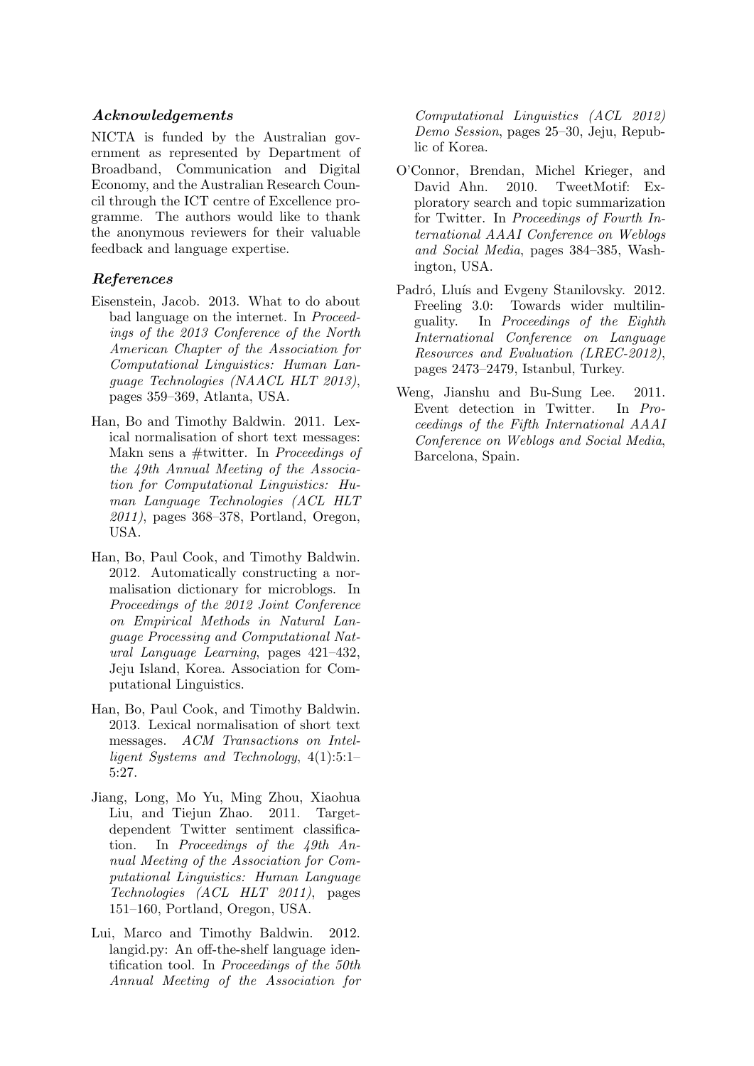### *Acknowledgements*

NICTA is funded by the Australian government as represented by Department of Broadband, Communication and Digital Economy, and the Australian Research Council through the ICT centre of Excellence programme. The authors would like to thank the anonymous reviewers for their valuable feedback and language expertise.

### *References*

Eisenstein, Jacob. 2013. What to do about bad language on the internet. In *Proceedings of the 2013 Conference of the North American Chapter of the Association for Computational Linguistics: Human Language Technologies (NAACL HLT 2013)*, pages 359–369, Atlanta, USA.

Han, Bo and Timothy Baldwin. 2011. Lexical normalisation of short text messages: Makn sens a #twitter. In *Proceedings of the 49th Annual Meeting of the Association for Computational Linguistics: Human Language Technologies (ACL HLT 2011)*, pages 368–378, Portland, Oregon, USA.

Han, Bo, Paul Cook, and Timothy Baldwin. 2012. Automatically constructing a normalisation dictionary for microblogs. In *Proceedings of the 2012 Joint Conference on Empirical Methods in Natural Language Processing and Computational Natural Language Learning*, pages 421–432, Jeju Island, Korea. Association for Computational Linguistics.

Han, Bo, Paul Cook, and Timothy Baldwin. 2013. Lexical normalisation of short text messages. *ACM Transactions on Intelligent Systems and Technology*, 4(1):5:1–5:27.

Jiang, Long, Mo Yu, Ming Zhou, Xiaohua Liu, and Tiejun Zhao. 2011. Target-dependent Twitter sentiment classification. In *Proceedings of the 49th Annual Meeting of the Association for Computational Linguistics: Human Language Technologies (ACL HLT 2011)*, pages 151–160, Portland, Oregon, USA.

Lui, Marco and Timothy Baldwin. 2012. langid.py: An off-the-shelf language identification tool. In *Proceedings of the 50th Annual Meeting of the Association for Computational Linguistics (ACL 2012) Demo Session*, pages 25–30, Jeju, Republic of Korea.

O'Connor, Brendan, Michel Krieger, and David Ahn. 2010. TweetMotif: Exploratory search and topic summarization for Twitter. In *Proceedings of Fourth International AAAI Conference on Weblogs and Social Media*, pages 384–385, Washington, USA.

Padró, Lluís and Evgeny Stanilovsky. 2012. Freeling 3.0: Towards wider multilinguality. In *Proceedings of the Eighth International Conference on Language Resources and Evaluation (LREC-2012)*, pages 2473–2479, Istanbul, Turkey.

Weng, Jianshu and Bu-Sung Lee. 2011. Event detection in Twitter. In *Proceedings of the Fifth International AAAI Conference on Weblogs and Social Media*, Barcelona, Spain.